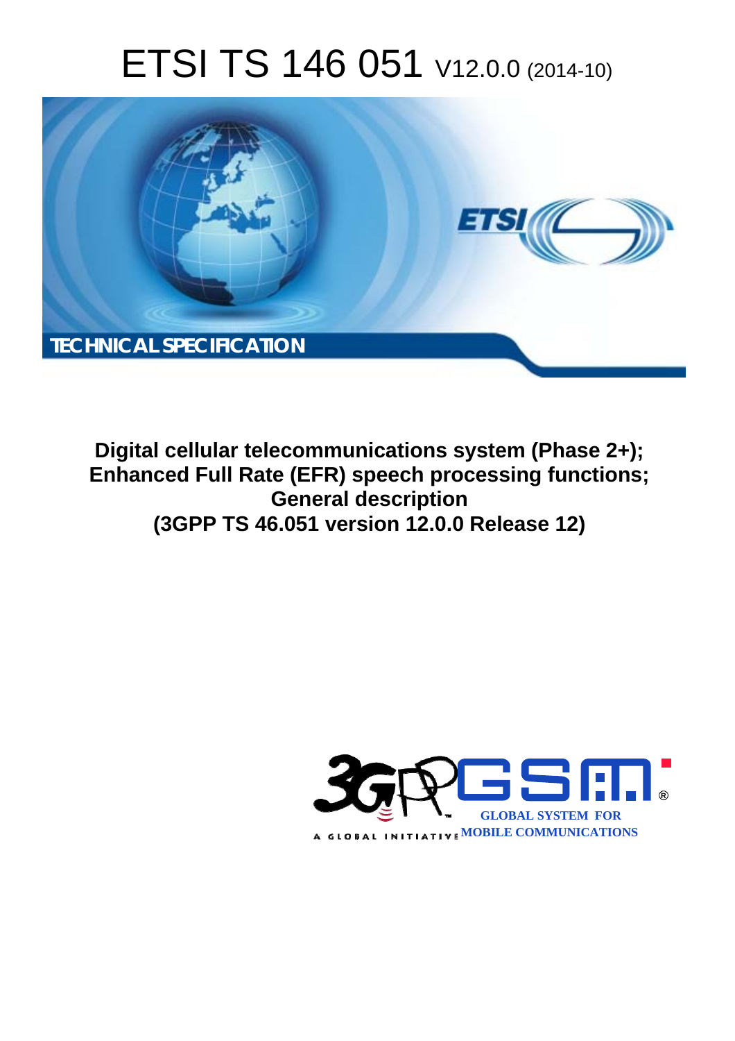# ETSI TS 146 051 V12.0.0 (2014-10)

TECHNICAL SPECIFICATION

**Digital cellular telecommunications system (Phase 2+); Enhanced Full Rate (EFR) speech processing functions; General description (3GPP TS 46.051 version 12.0.0 Release 12)**

GLOBAL SYSTEM FOR MOBILE COMMUNICATIONS

A GLOBAL INITIATIVE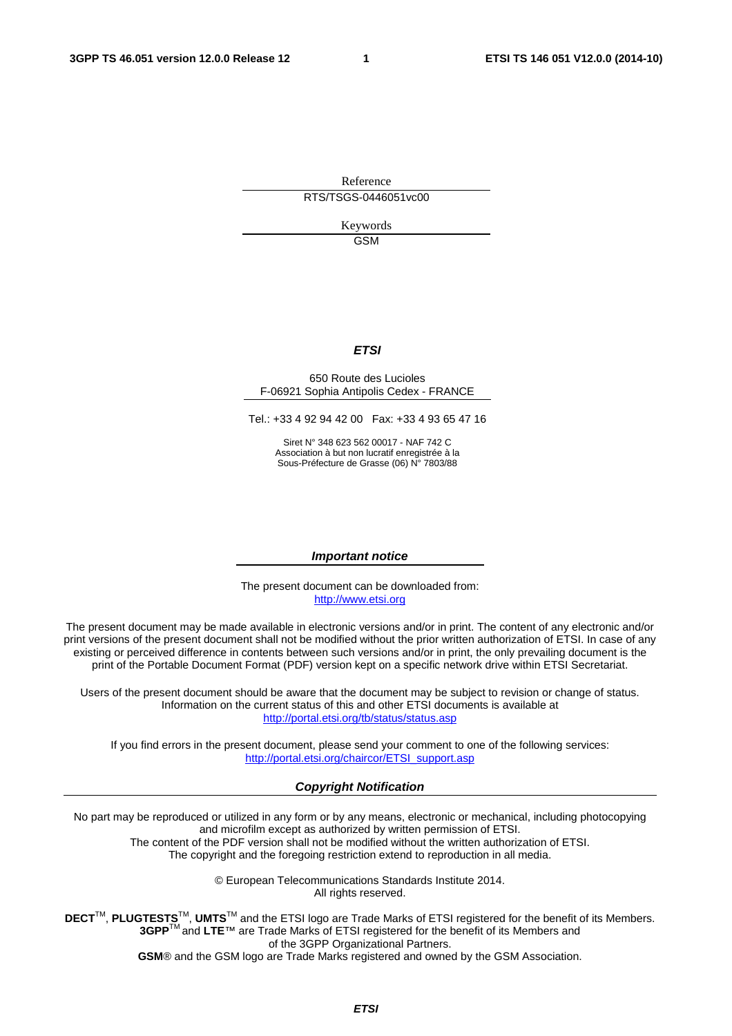Reference

RTS/TSGS-0446051vc00

Keywords

GSM

***ETSI***

650 Route des Lucioles
F-06921 Sophia Antipolis Cedex - FRANCE

Tel.: +33 4 92 94 42 00 Fax: +33 4 93 65 47 16

Siret N° 348 623 562 00017 - NAF 742 C
Association à but non lucratif enregistrée à la
Sous-Préfecture de Grasse (06) N° 7803/88

***Important notice***

The present document can be downloaded from:
http://www.etsi.org

The present document may be made available in electronic versions and/or in print. The content of any electronic and/or print versions of the present document shall not be modified without the prior written authorization of ETSI. In case of any existing or perceived difference in contents between such versions and/or in print, the only prevailing document is the print of the Portable Document Format (PDF) version kept on a specific network drive within ETSI Secretariat.

Users of the present document should be aware that the document may be subject to revision or change of status. Information on the current status of this and other ETSI documents is available at
http://portal.etsi.org/tb/status/status.asp

If you find errors in the present document, please send your comment to one of the following services:
http://portal.etsi.org/chaircor/ETSI_support.asp

***Copyright Notification***

No part may be reproduced or utilized in any form or by any means, electronic or mechanical, including photocopying and microfilm except as authorized by written permission of ETSI.
The content of the PDF version shall not be modified without the written authorization of ETSI.
The copyright and the foregoing restriction extend to reproduction in all media.

© European Telecommunications Standards Institute 2014.
All rights reserved.

**DECT**™, **PLUGTESTS**™, **UMTS**™ and the ETSI logo are Trade Marks of ETSI registered for the benefit of its Members.
**3GPP**™ and **LTE**™ are Trade Marks of ETSI registered for the benefit of its Members and of the 3GPP Organizational Partners.
**GSM**® and the GSM logo are Trade Marks registered and owned by the GSM Association.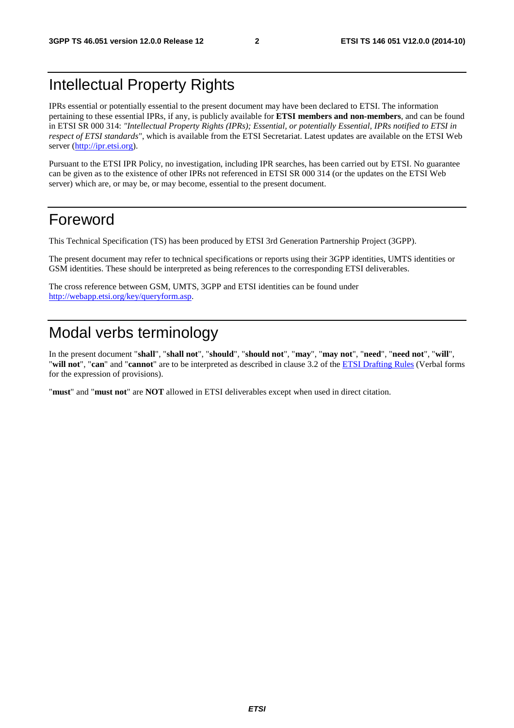# Intellectual Property Rights

IPRs essential or potentially essential to the present document may have been declared to ETSI. The information pertaining to these essential IPRs, if any, is publicly available for **ETSI members and non-members**, and can be found in ETSI SR 000 314: *"Intellectual Property Rights (IPRs); Essential, or potentially Essential, IPRs notified to ETSI in respect of ETSI standards"*, which is available from the ETSI Secretariat. Latest updates are available on the ETSI Web server (http://ipr.etsi.org).

Pursuant to the ETSI IPR Policy, no investigation, including IPR searches, has been carried out by ETSI. No guarantee can be given as to the existence of other IPRs not referenced in ETSI SR 000 314 (or the updates on the ETSI Web server) which are, or may be, or may become, essential to the present document.

# Foreword

This Technical Specification (TS) has been produced by ETSI 3rd Generation Partnership Project (3GPP).

The present document may refer to technical specifications or reports using their 3GPP identities, UMTS identities or GSM identities. These should be interpreted as being references to the corresponding ETSI deliverables.

The cross reference between GSM, UMTS, 3GPP and ETSI identities can be found under http://webapp.etsi.org/key/queryform.asp.

# Modal verbs terminology

In the present document "**shall**", "**shall not**", "**should**", "**should not**", "**may**", "**may not**", "**need**", "**need not**", "**will**", "**will not**", "**can**" and "**cannot**" are to be interpreted as described in clause 3.2 of the ETSI Drafting Rules (Verbal forms for the expression of provisions).

"**must**" and "**must not**" are **NOT** allowed in ETSI deliverables except when used in direct citation.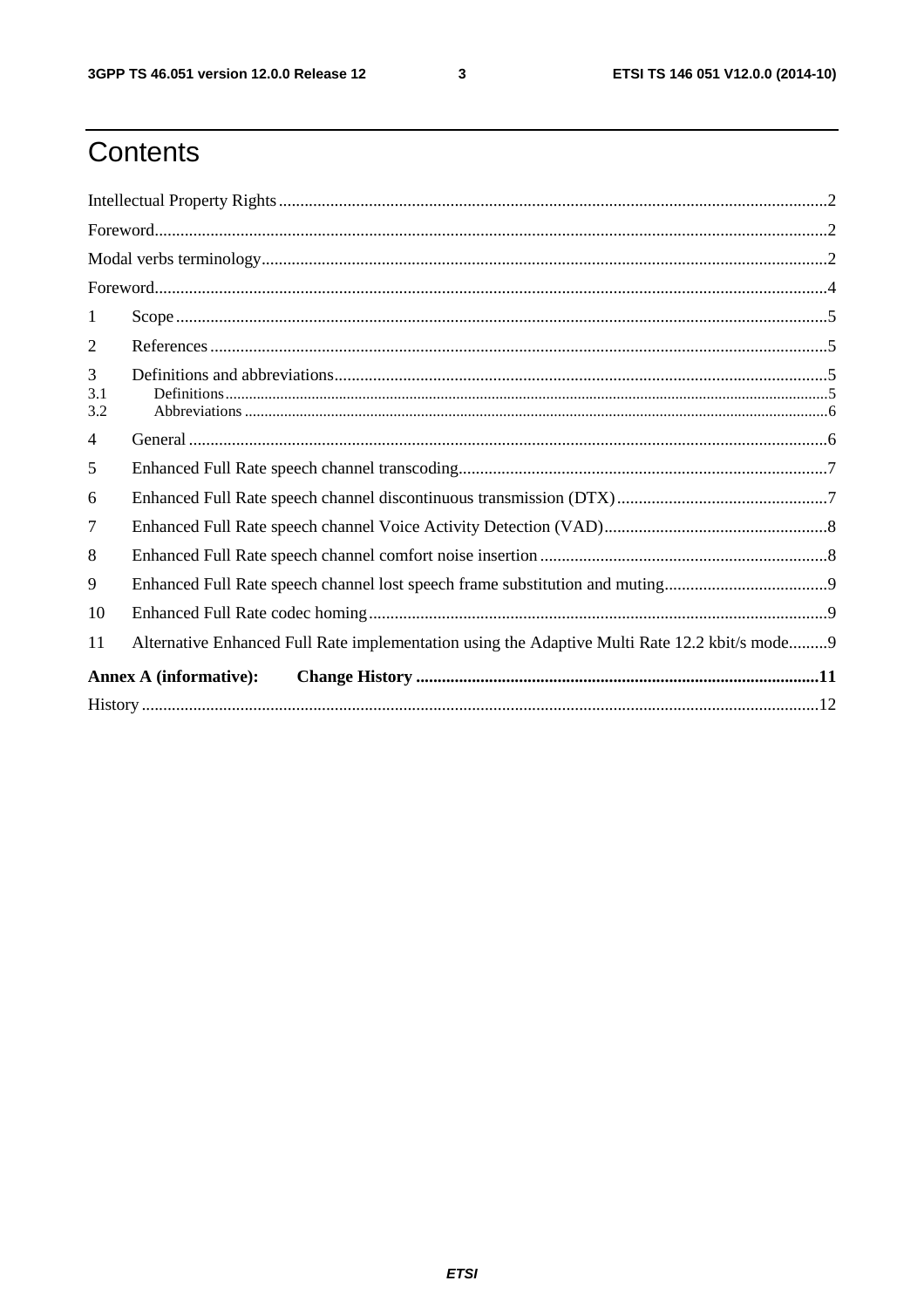# Contents

Intellectual Property Rights ..... 2

Foreword ..... 2

Modal verbs terminology ..... 2

Foreword ..... 4

1 Scope ..... 5

2 References ..... 5

3 Definitions and abbreviations ..... 5

3.1 Definitions ..... 5

3.2 Abbreviations ..... 6

4 General ..... 6

5 Enhanced Full Rate speech channel transcoding ..... 7

6 Enhanced Full Rate speech channel discontinuous transmission (DTX) ..... 7

7 Enhanced Full Rate speech channel Voice Activity Detection (VAD) ..... 8

8 Enhanced Full Rate speech channel comfort noise insertion ..... 8

9 Enhanced Full Rate speech channel lost speech frame substitution and muting ..... 9

10 Enhanced Full Rate codec homing ..... 9

11 Alternative Enhanced Full Rate implementation using the Adaptive Multi Rate 12.2 kbit/s mode ..... 9

**Annex A (informative): Change History ..... 11**

History ..... 12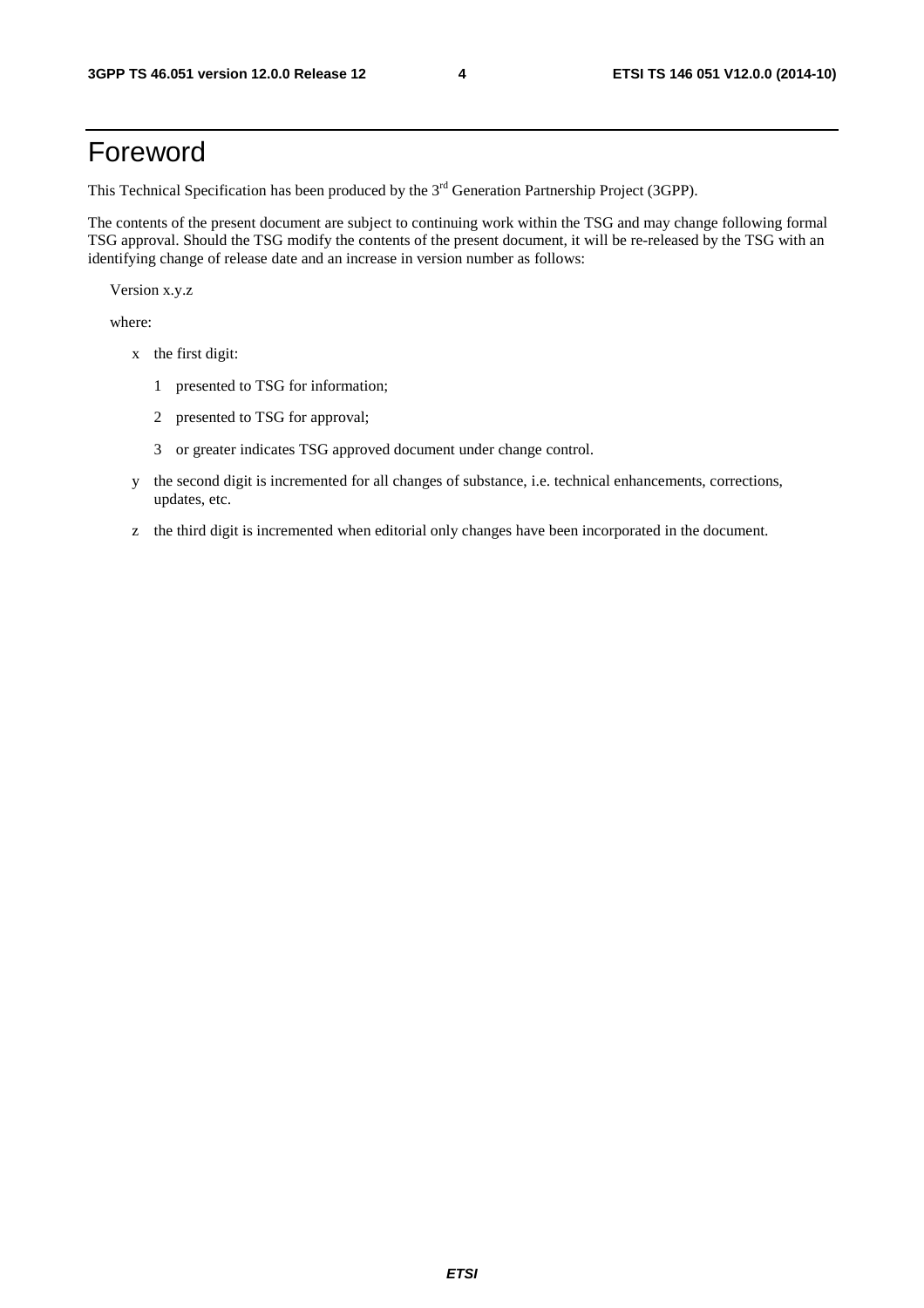# Foreword

This Technical Specification has been produced by the 3rd Generation Partnership Project (3GPP).

The contents of the present document are subject to continuing work within the TSG and may change following formal TSG approval. Should the TSG modify the contents of the present document, it will be re-released by the TSG with an identifying change of release date and an increase in version number as follows:

Version x.y.z

where:

- x the first digit:
  - 1 presented to TSG for information;
  - 2 presented to TSG for approval;
  - 3 or greater indicates TSG approved document under change control.
- y the second digit is incremented for all changes of substance, i.e. technical enhancements, corrections, updates, etc.
- z the third digit is incremented when editorial only changes have been incorporated in the document.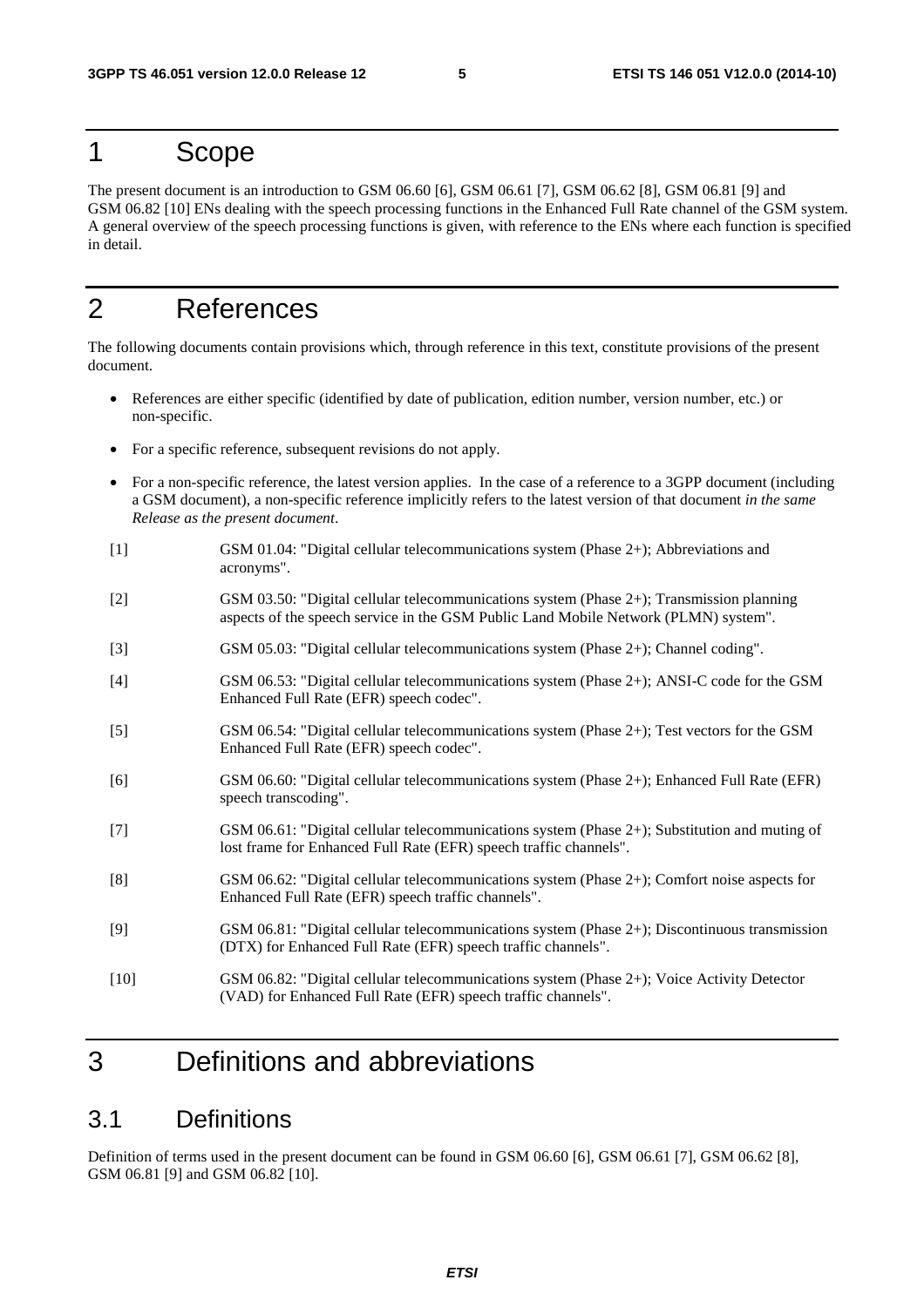# 1 Scope

The present document is an introduction to GSM 06.60 [6], GSM 06.61 [7], GSM 06.62 [8], GSM 06.81 [9] and GSM 06.82 [10] ENs dealing with the speech processing functions in the Enhanced Full Rate channel of the GSM system. A general overview of the speech processing functions is given, with reference to the ENs where each function is specified in detail.

# 2 References

The following documents contain provisions which, through reference in this text, constitute provisions of the present document.

- References are either specific (identified by date of publication, edition number, version number, etc.) or non-specific.
- For a specific reference, subsequent revisions do not apply.
- For a non-specific reference, the latest version applies. In the case of a reference to a 3GPP document (including a GSM document), a non-specific reference implicitly refers to the latest version of that document *in the same Release as the present document*.

[1] GSM 01.04: "Digital cellular telecommunications system (Phase 2+); Abbreviations and acronyms".

[2] GSM 03.50: "Digital cellular telecommunications system (Phase 2+); Transmission planning aspects of the speech service in the GSM Public Land Mobile Network (PLMN) system".

[3] GSM 05.03: "Digital cellular telecommunications system (Phase 2+); Channel coding".

[4] GSM 06.53: "Digital cellular telecommunications system (Phase 2+); ANSI-C code for the GSM Enhanced Full Rate (EFR) speech codec".

[5] GSM 06.54: "Digital cellular telecommunications system (Phase 2+); Test vectors for the GSM Enhanced Full Rate (EFR) speech codec".

[6] GSM 06.60: "Digital cellular telecommunications system (Phase 2+); Enhanced Full Rate (EFR) speech transcoding".

[7] GSM 06.61: "Digital cellular telecommunications system (Phase 2+); Substitution and muting of lost frame for Enhanced Full Rate (EFR) speech traffic channels".

[8] GSM 06.62: "Digital cellular telecommunications system (Phase 2+); Comfort noise aspects for Enhanced Full Rate (EFR) speech traffic channels".

[9] GSM 06.81: "Digital cellular telecommunications system (Phase 2+); Discontinuous transmission (DTX) for Enhanced Full Rate (EFR) speech traffic channels".

[10] GSM 06.82: "Digital cellular telecommunications system (Phase 2+); Voice Activity Detector (VAD) for Enhanced Full Rate (EFR) speech traffic channels".

# 3 Definitions and abbreviations

## 3.1 Definitions

Definition of terms used in the present document can be found in GSM 06.60 [6], GSM 06.61 [7], GSM 06.62 [8], GSM 06.81 [9] and GSM 06.82 [10].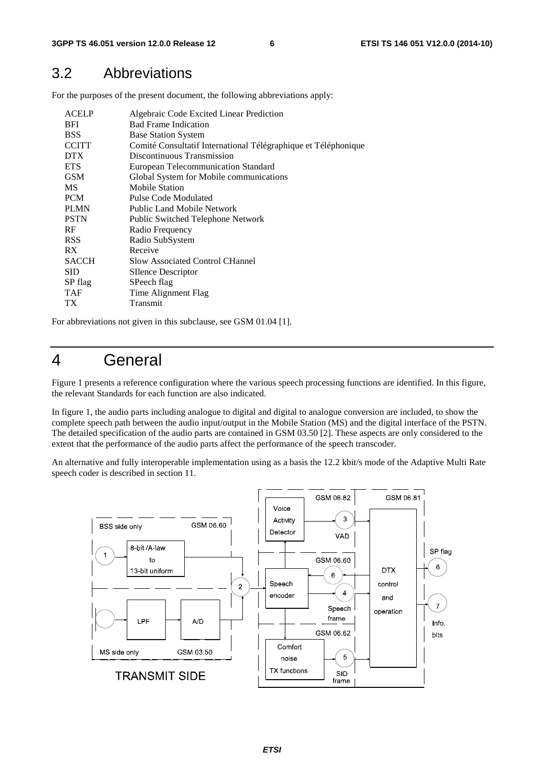## 3.2 Abbreviations

For the purposes of the present document, the following abbreviations apply:

| | |
|---|---|
| ACELP | Algebraic Code Excited Linear Prediction |
| BFI | Bad Frame Indication |
| BSS | Base Station System |
| CCITT | Comité Consultatif International Télégraphique et Téléphonique |
| DTX | Discontinuous Transmission |
| ETS | European Telecommunication Standard |
| GSM | Global System for Mobile communications |
| MS | Mobile Station |
| PCM | Pulse Code Modulated |
| PLMN | Public Land Mobile Network |
| PSTN | Public Switched Telephone Network |
| RF | Radio Frequency |
| RSS | Radio SubSystem |
| RX | Receive |
| SACCH | Slow Associated Control CHannel |
| SID | SIlence Descriptor |
| SP flag | SPeech flag |
| TAF | Time Alignment Flag |
| TX | Transmit |

For abbreviations not given in this subclause, see GSM 01.04 [1].

# 4 General

Figure 1 presents a reference configuration where the various speech processing functions are identified. In this figure, the relevant Standards for each function are also indicated.

In figure 1, the audio parts including analogue to digital and digital to analogue conversion are included, to show the complete speech path between the audio input/output in the Mobile Station (MS) and the digital interface of the PSTN. The detailed specification of the audio parts are contained in GSM 03.50 [2]. These aspects are only considered to the extent that the performance of the audio parts affect the performance of the speech transcoder.

An alternative and fully interoperable implementation using as a basis the 12.2 kbit/s mode of the Adaptive Multi Rate speech coder is described in section 11.

TRANSMIT SIDE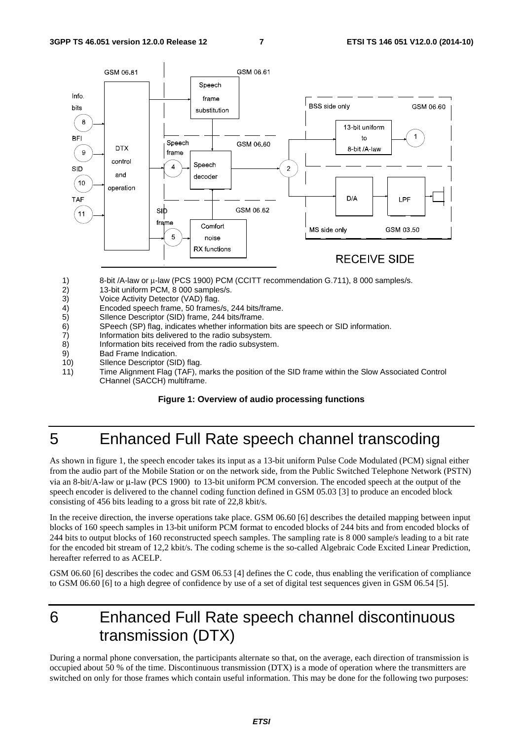1) 8-bit /A-law or μ-law (PCS 1900) PCM (CCITT recommendation G.711), 8 000 samples/s.
2) 13-bit uniform PCM, 8 000 samples/s.
3) Voice Activity Detector (VAD) flag.
4) Encoded speech frame, 50 frames/s, 244 bits/frame.
5) SIlence Descriptor (SID) frame, 244 bits/frame.
6) SPeech (SP) flag, indicates whether information bits are speech or SID information.
7) Information bits delivered to the radio subsystem.
8) Information bits received from the radio subsystem.
9) Bad Frame Indication.
10) SIlence Descriptor (SID) flag.
11) Time Alignment Flag (TAF), marks the position of the SID frame within the Slow Associated Control CHannel (SACCH) multiframe.

**Figure 1: Overview of audio processing functions**

# 5 Enhanced Full Rate speech channel transcoding

As shown in figure 1, the speech encoder takes its input as a 13-bit uniform Pulse Code Modulated (PCM) signal either from the audio part of the Mobile Station or on the network side, from the Public Switched Telephone Network (PSTN) via an 8-bit/A-law or μ-law (PCS 1900) to 13-bit uniform PCM conversion. The encoded speech at the output of the speech encoder is delivered to the channel coding function defined in GSM 05.03 [3] to produce an encoded block consisting of 456 bits leading to a gross bit rate of 22,8 kbit/s.

In the receive direction, the inverse operations take place. GSM 06.60 [6] describes the detailed mapping between input blocks of 160 speech samples in 13-bit uniform PCM format to encoded blocks of 244 bits and from encoded blocks of 244 bits to output blocks of 160 reconstructed speech samples. The sampling rate is 8 000 sample/s leading to a bit rate for the encoded bit stream of 12,2 kbit/s. The coding scheme is the so-called Algebraic Code Excited Linear Prediction, hereafter referred to as ACELP.

GSM 06.60 [6] describes the codec and GSM 06.53 [4] defines the C code, thus enabling the verification of compliance to GSM 06.60 [6] to a high degree of confidence by use of a set of digital test sequences given in GSM 06.54 [5].

# 6 Enhanced Full Rate speech channel discontinuous transmission (DTX)

During a normal phone conversation, the participants alternate so that, on the average, each direction of transmission is occupied about 50 % of the time. Discontinuous transmission (DTX) is a mode of operation where the transmitters are switched on only for those frames which contain useful information. This may be done for the following two purposes: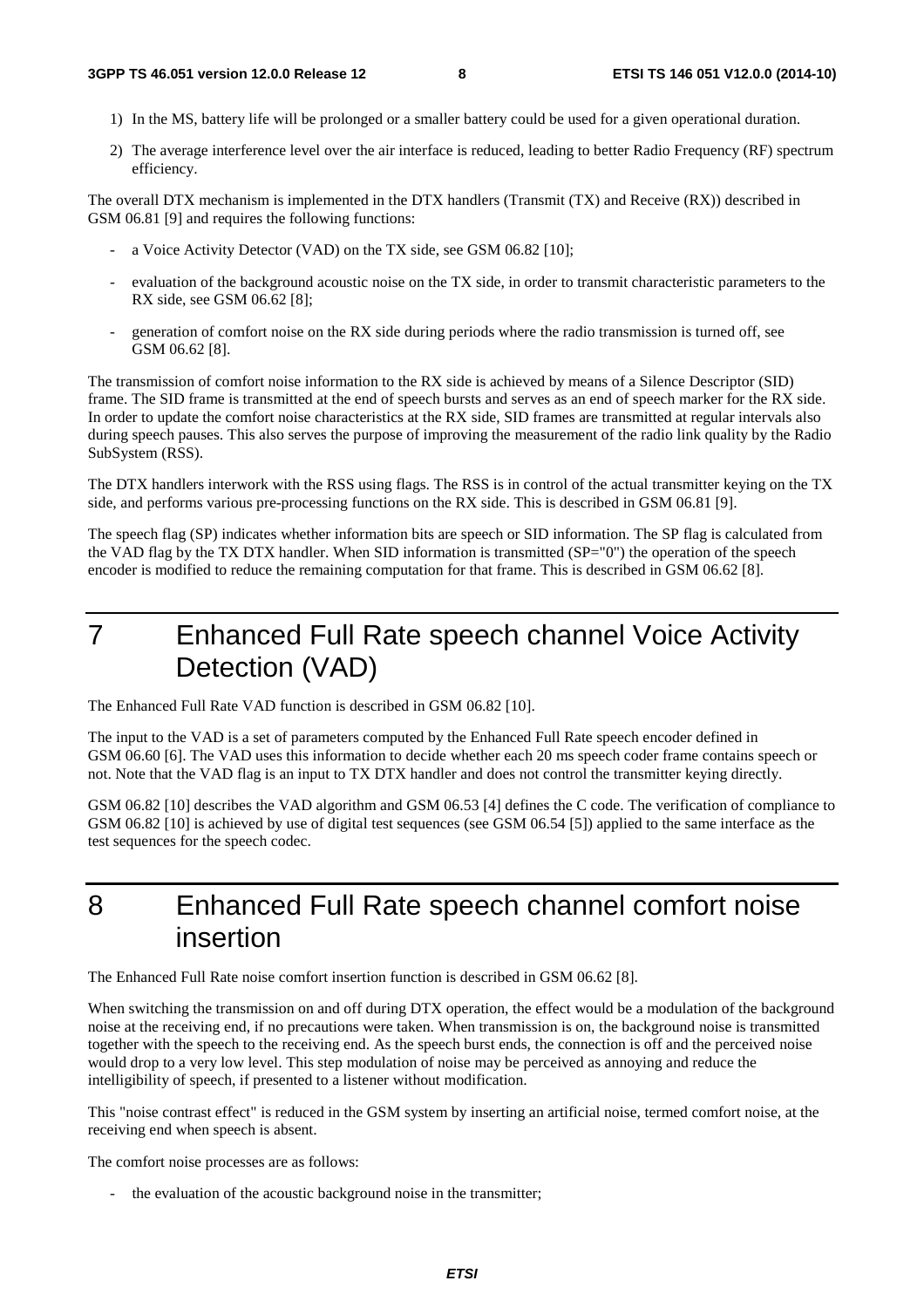1) In the MS, battery life will be prolonged or a smaller battery could be used for a given operational duration.

2) The average interference level over the air interface is reduced, leading to better Radio Frequency (RF) spectrum efficiency.

The overall DTX mechanism is implemented in the DTX handlers (Transmit (TX) and Receive (RX)) described in GSM 06.81 [9] and requires the following functions:

- a Voice Activity Detector (VAD) on the TX side, see GSM 06.82 [10];
- evaluation of the background acoustic noise on the TX side, in order to transmit characteristic parameters to the RX side, see GSM 06.62 [8];
- generation of comfort noise on the RX side during periods where the radio transmission is turned off, see GSM 06.62 [8].

The transmission of comfort noise information to the RX side is achieved by means of a Silence Descriptor (SID) frame. The SID frame is transmitted at the end of speech bursts and serves as an end of speech marker for the RX side. In order to update the comfort noise characteristics at the RX side, SID frames are transmitted at regular intervals also during speech pauses. This also serves the purpose of improving the measurement of the radio link quality by the Radio SubSystem (RSS).

The DTX handlers interwork with the RSS using flags. The RSS is in control of the actual transmitter keying on the TX side, and performs various pre-processing functions on the RX side. This is described in GSM 06.81 [9].

The speech flag (SP) indicates whether information bits are speech or SID information. The SP flag is calculated from the VAD flag by the TX DTX handler. When SID information is transmitted (SP="0") the operation of the speech encoder is modified to reduce the remaining computation for that frame. This is described in GSM 06.62 [8].

# 7 Enhanced Full Rate speech channel Voice Activity Detection (VAD)

The Enhanced Full Rate VAD function is described in GSM 06.82 [10].

The input to the VAD is a set of parameters computed by the Enhanced Full Rate speech encoder defined in GSM 06.60 [6]. The VAD uses this information to decide whether each 20 ms speech coder frame contains speech or not. Note that the VAD flag is an input to TX DTX handler and does not control the transmitter keying directly.

GSM 06.82 [10] describes the VAD algorithm and GSM 06.53 [4] defines the C code. The verification of compliance to GSM 06.82 [10] is achieved by use of digital test sequences (see GSM 06.54 [5]) applied to the same interface as the test sequences for the speech codec.

# 8 Enhanced Full Rate speech channel comfort noise insertion

The Enhanced Full Rate noise comfort insertion function is described in GSM 06.62 [8].

When switching the transmission on and off during DTX operation, the effect would be a modulation of the background noise at the receiving end, if no precautions were taken. When transmission is on, the background noise is transmitted together with the speech to the receiving end. As the speech burst ends, the connection is off and the perceived noise would drop to a very low level. This step modulation of noise may be perceived as annoying and reduce the intelligibility of speech, if presented to a listener without modification.

This "noise contrast effect" is reduced in the GSM system by inserting an artificial noise, termed comfort noise, at the receiving end when speech is absent.

The comfort noise processes are as follows:

- the evaluation of the acoustic background noise in the transmitter;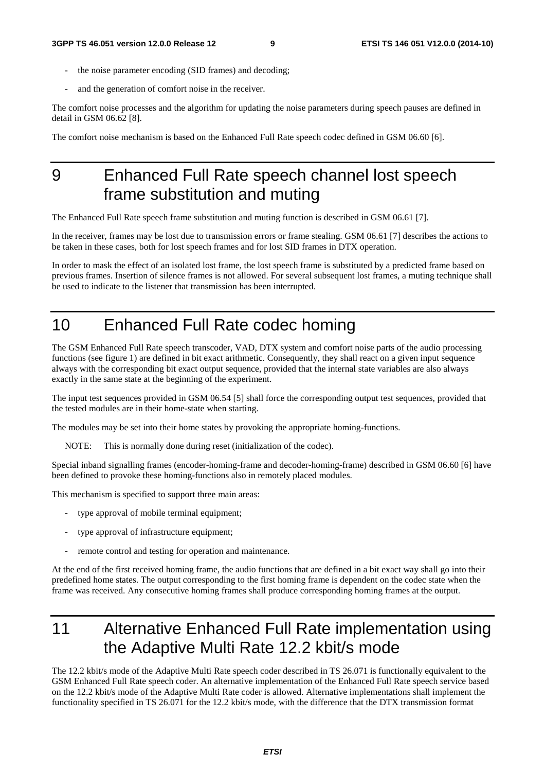- the noise parameter encoding (SID frames) and decoding;
- and the generation of comfort noise in the receiver.

The comfort noise processes and the algorithm for updating the noise parameters during speech pauses are defined in detail in GSM 06.62 [8].

The comfort noise mechanism is based on the Enhanced Full Rate speech codec defined in GSM 06.60 [6].

# 9 Enhanced Full Rate speech channel lost speech frame substitution and muting

The Enhanced Full Rate speech frame substitution and muting function is described in GSM 06.61 [7].

In the receiver, frames may be lost due to transmission errors or frame stealing. GSM 06.61 [7] describes the actions to be taken in these cases, both for lost speech frames and for lost SID frames in DTX operation.

In order to mask the effect of an isolated lost frame, the lost speech frame is substituted by a predicted frame based on previous frames. Insertion of silence frames is not allowed. For several subsequent lost frames, a muting technique shall be used to indicate to the listener that transmission has been interrupted.

# 10 Enhanced Full Rate codec homing

The GSM Enhanced Full Rate speech transcoder, VAD, DTX system and comfort noise parts of the audio processing functions (see figure 1) are defined in bit exact arithmetic. Consequently, they shall react on a given input sequence always with the corresponding bit exact output sequence, provided that the internal state variables are also always exactly in the same state at the beginning of the experiment.

The input test sequences provided in GSM 06.54 [5] shall force the corresponding output test sequences, provided that the tested modules are in their home-state when starting.

The modules may be set into their home states by provoking the appropriate homing-functions.

NOTE: This is normally done during reset (initialization of the codec).

Special inband signalling frames (encoder-homing-frame and decoder-homing-frame) described in GSM 06.60 [6] have been defined to provoke these homing-functions also in remotely placed modules.

This mechanism is specified to support three main areas:

- type approval of mobile terminal equipment;
- type approval of infrastructure equipment;
- remote control and testing for operation and maintenance.

At the end of the first received homing frame, the audio functions that are defined in a bit exact way shall go into their predefined home states. The output corresponding to the first homing frame is dependent on the codec state when the frame was received. Any consecutive homing frames shall produce corresponding homing frames at the output.

# 11 Alternative Enhanced Full Rate implementation using the Adaptive Multi Rate 12.2 kbit/s mode

The 12.2 kbit/s mode of the Adaptive Multi Rate speech coder described in TS 26.071 is functionally equivalent to the GSM Enhanced Full Rate speech coder. An alternative implementation of the Enhanced Full Rate speech service based on the 12.2 kbit/s mode of the Adaptive Multi Rate coder is allowed. Alternative implementations shall implement the functionality specified in TS 26.071 for the 12.2 kbit/s mode, with the difference that the DTX transmission format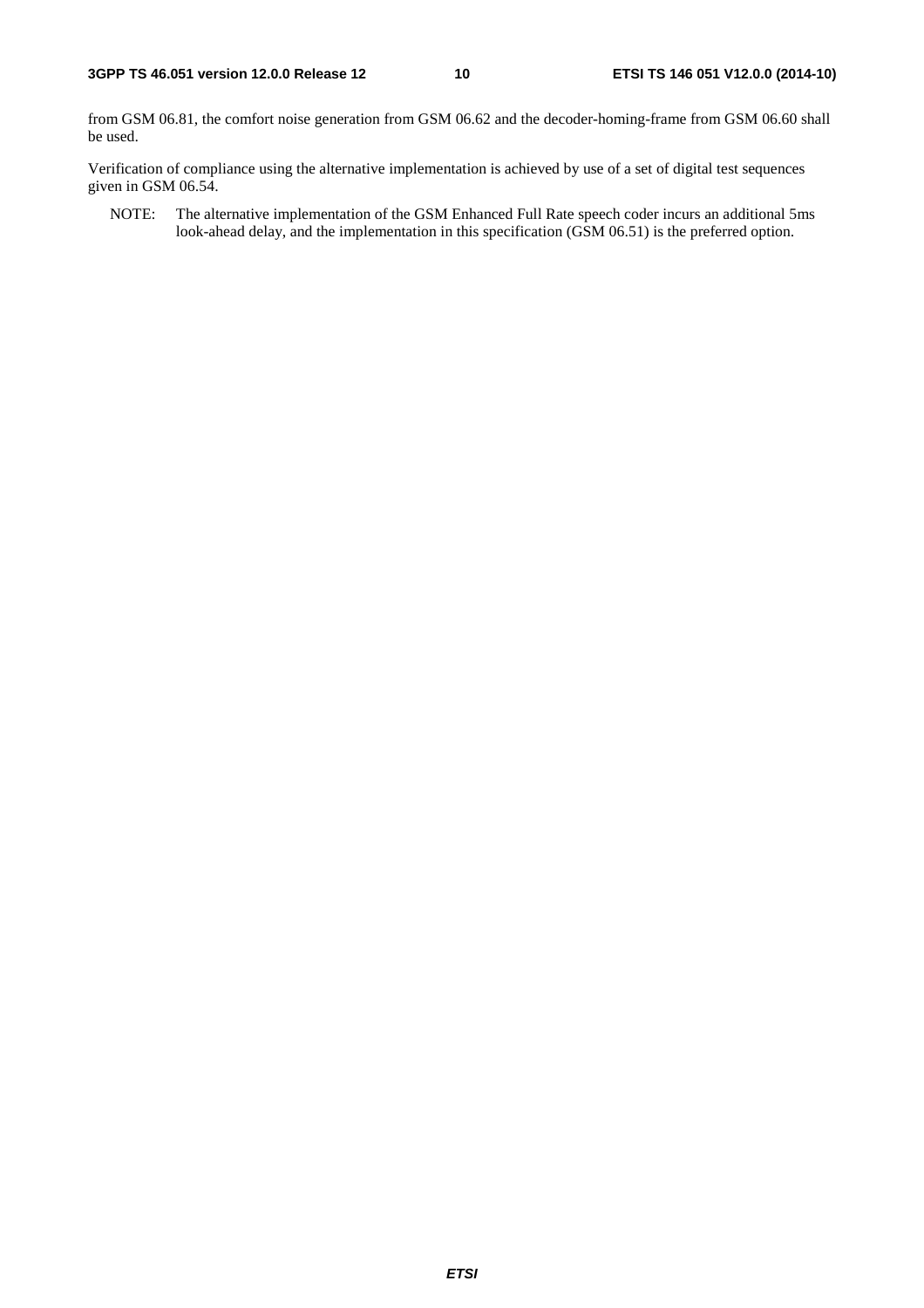from GSM 06.81, the comfort noise generation from GSM 06.62 and the decoder-homing-frame from GSM 06.60 shall be used.

Verification of compliance using the alternative implementation is achieved by use of a set of digital test sequences given in GSM 06.54.

NOTE: The alternative implementation of the GSM Enhanced Full Rate speech coder incurs an additional 5ms look-ahead delay, and the implementation in this specification (GSM 06.51) is the preferred option.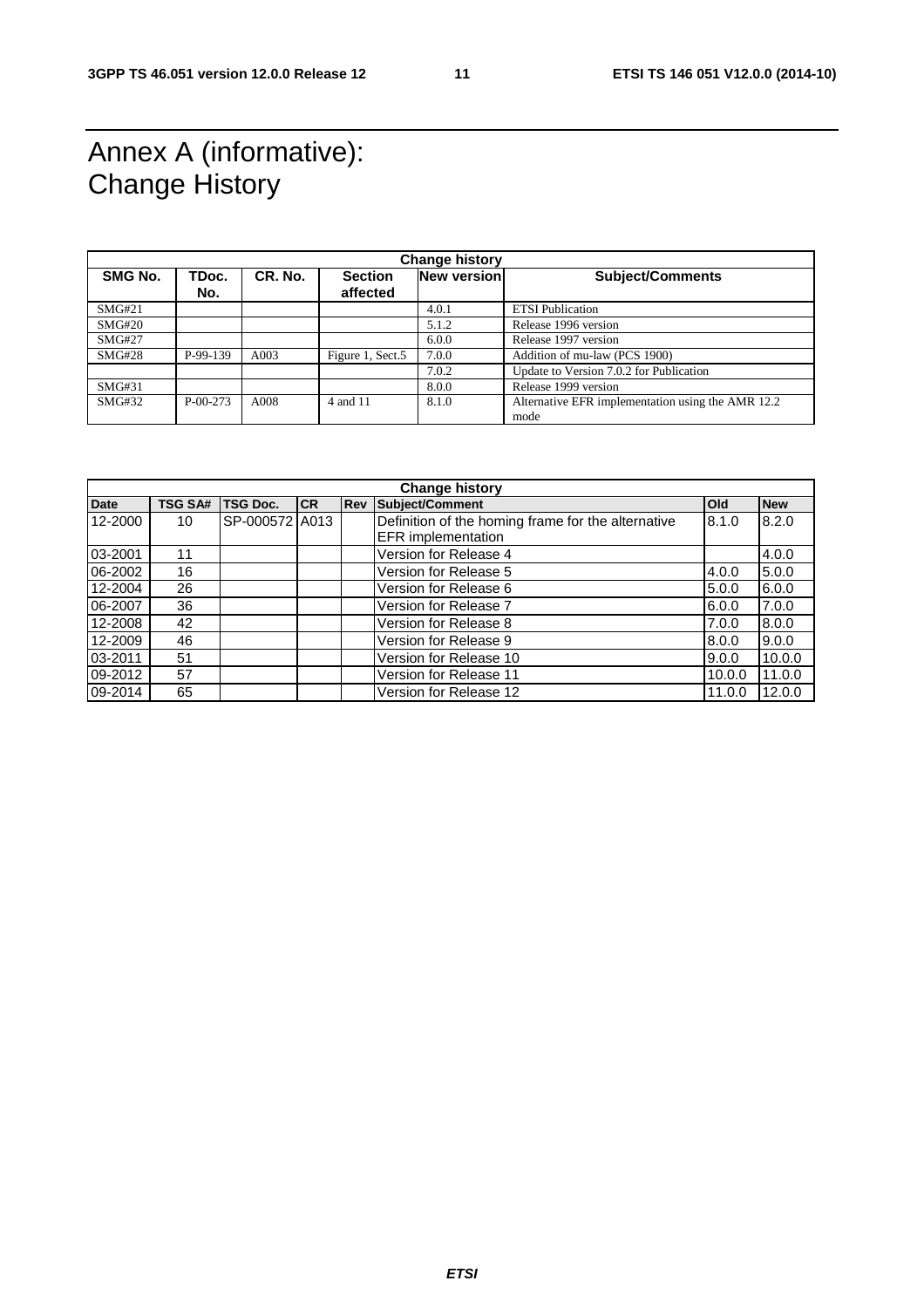# Annex A (informative): Change History

| Change history | | | | | |
|---|---|---|---|---|---|
| **SMG No.** | **TDoc. No.** | **CR. No.** | **Section affected** | **New version** | **Subject/Comments** |
| SMG#21 | | | | 4.0.1 | ETSI Publication |
| SMG#20 | | | | 5.1.2 | Release 1996 version |
| SMG#27 | | | | 6.0.0 | Release 1997 version |
| SMG#28 | P-99-139 | A003 | Figure 1, Sect.5 | 7.0.0 | Addition of mu-law (PCS 1900) |
| | | | | 7.0.2 | Update to Version 7.0.2 for Publication |
| SMG#31 | | | | 8.0.0 | Release 1999 version |
| SMG#32 | P-00-273 | A008 | 4 and 11 | 8.1.0 | Alternative EFR implementation using the AMR 12.2 mode |

| Change history | | | | | | | |
|---|---|---|---|---|---|---|---|
| **Date** | **TSG SA#** | **TSG Doc.** | **CR** | **Rev** | **Subject/Comment** | **Old** | **New** |
| 12-2000 | 10 | SP-000572 | A013 | | Definition of the homing frame for the alternative EFR implementation | 8.1.0 | 8.2.0 |
| 03-2001 | 11 | | | | Version for Release 4 | | 4.0.0 |
| 06-2002 | 16 | | | | Version for Release 5 | 4.0.0 | 5.0.0 |
| 12-2004 | 26 | | | | Version for Release 6 | 5.0.0 | 6.0.0 |
| 06-2007 | 36 | | | | Version for Release 7 | 6.0.0 | 7.0.0 |
| 12-2008 | 42 | | | | Version for Release 8 | 7.0.0 | 8.0.0 |
| 12-2009 | 46 | | | | Version for Release 9 | 8.0.0 | 9.0.0 |
| 03-2011 | 51 | | | | Version for Release 10 | 9.0.0 | 10.0.0 |
| 09-2012 | 57 | | | | Version for Release 11 | 10.0.0 | 11.0.0 |
| 09-2014 | 65 | | | | Version for Release 12 | 11.0.0 | 12.0.0 |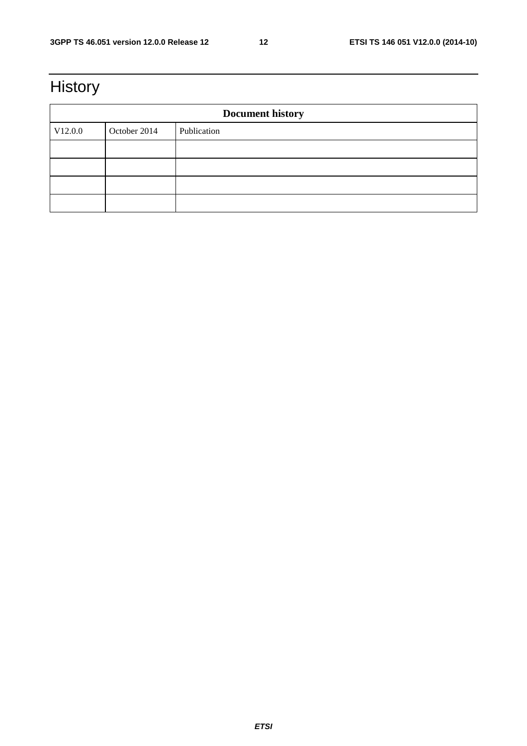# History

| Document history | | |
|---|---|---|
| V12.0.0 | October 2014 | Publication |
| | | |
| | | |
| | | |
| | | |